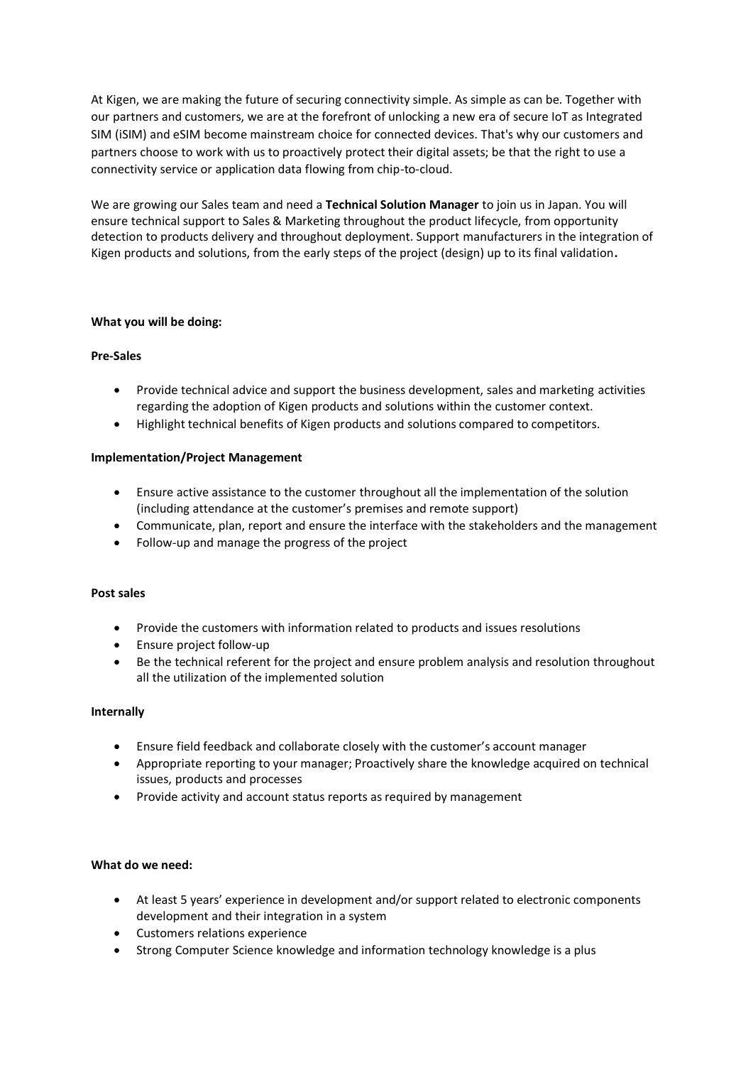At Kigen, we are making the future of securing connectivity simple. As simple as can be. Together with our partners and customers, we are at the forefront of unlocking a new era of secure IoT as Integrated SIM (iSIM) and eSIM become mainstream choice for connected devices. That's why our customers and partners choose to work with us to proactively protect their digital assets; be that the right to use a connectivity service or application data flowing from chip-to-cloud.

We are growing our Sales team and need a **Technical Solution Manager** to join us in Japan. You will ensure technical support to Sales & Marketing throughout the product lifecycle, from opportunity detection to products delivery and throughout deployment. Support manufacturers in the integration of Kigen products and solutions, from the early steps of the project (design) up to its final validation.

**What you will be doing:**

**Pre-Sales**

- Provide technical advice and support the business development, sales and marketing activities regarding the adoption of Kigen products and solutions within the customer context.
- Highlight technical benefits of Kigen products and solutions compared to competitors.

**Implementation/Project Management**

- Ensure active assistance to the customer throughout all the implementation of the solution (including attendance at the customer's premises and remote support)
- Communicate, plan, report and ensure the interface with the stakeholders and the management
- Follow-up and manage the progress of the project

**Post sales**

- Provide the customers with information related to products and issues resolutions
- Ensure project follow-up
- Be the technical referent for the project and ensure problem analysis and resolution throughout all the utilization of the implemented solution

**Internally**

- Ensure field feedback and collaborate closely with the customer's account manager
- Appropriate reporting to your manager; Proactively share the knowledge acquired on technical issues, products and processes
- Provide activity and account status reports as required by management

**What do we need:**

- At least 5 years' experience in development and/or support related to electronic components development and their integration in a system
- Customers relations experience
- Strong Computer Science knowledge and information technology knowledge is a plus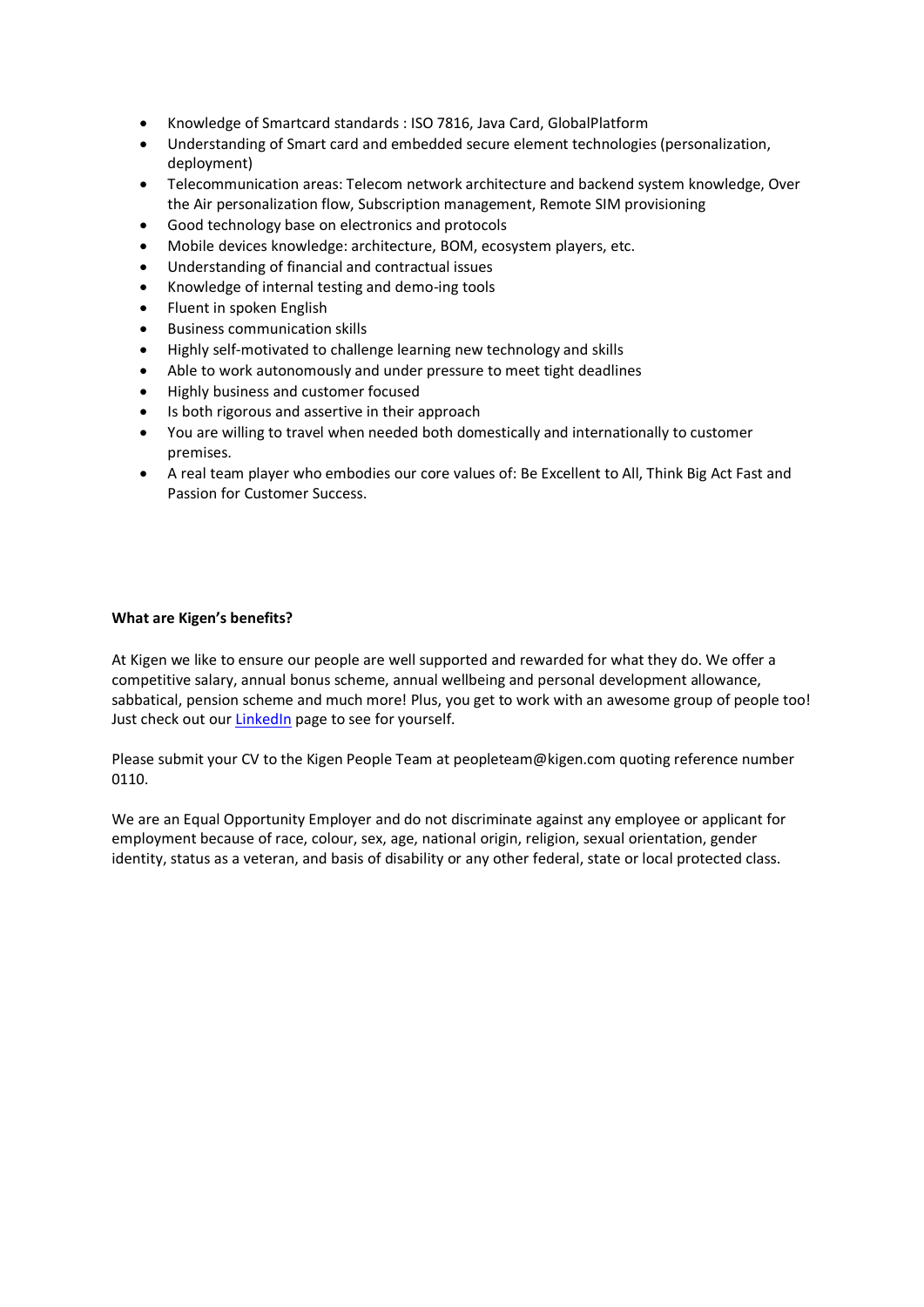- Knowledge of Smartcard standards : ISO 7816, Java Card, GlobalPlatform
- Understanding of Smart card and embedded secure element technologies (personalization, deployment)
- Telecommunication areas: Telecom network architecture and backend system knowledge, Over the Air personalization flow, Subscription management, Remote SIM provisioning
- Good technology base on electronics and protocols
- Mobile devices knowledge: architecture, BOM, ecosystem players, etc.
- Understanding of financial and contractual issues
- Knowledge of internal testing and demo-ing tools
- Fluent in spoken English
- Business communication skills
- Highly self-motivated to challenge learning new technology and skills
- Able to work autonomously and under pressure to meet tight deadlines
- Highly business and customer focused
- Is both rigorous and assertive in their approach
- You are willing to travel when needed both domestically and internationally to customer premises.
- A real team player who embodies our core values of: Be Excellent to All, Think Big Act Fast and Passion for Customer Success.

**What are Kigen's benefits?**

At Kigen we like to ensure our people are well supported and rewarded for what they do. We offer a competitive salary, annual bonus scheme, annual wellbeing and personal development allowance, sabbatical, pension scheme and much more! Plus, you get to work with an awesome group of people too! Just check out our LinkedIn page to see for yourself.

Please submit your CV to the Kigen People Team at peopleteam@kigen.com quoting reference number 0110.

We are an Equal Opportunity Employer and do not discriminate against any employee or applicant for employment because of race, colour, sex, age, national origin, religion, sexual orientation, gender identity, status as a veteran, and basis of disability or any other federal, state or local protected class.